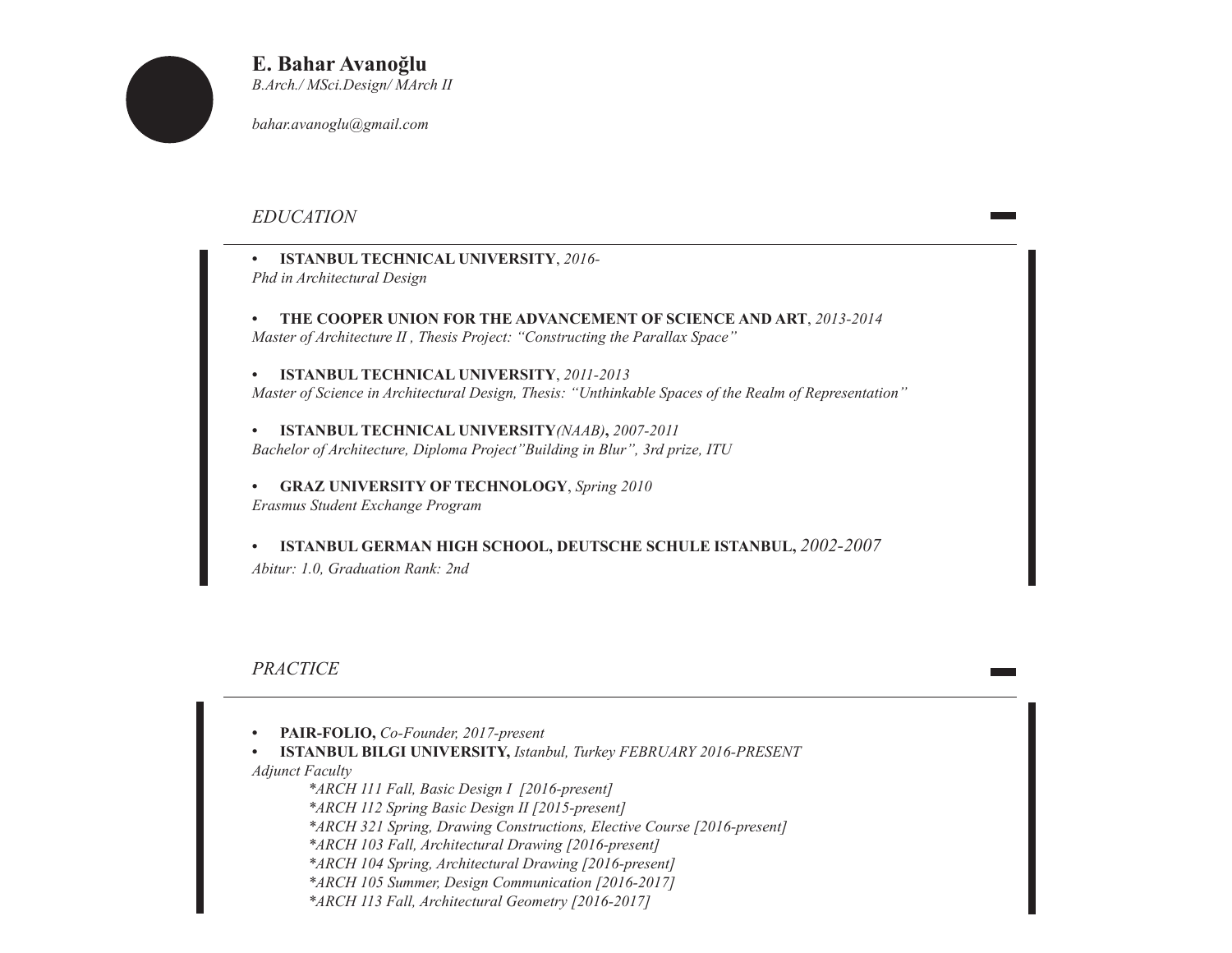# E. Bahar Avanoğlu

*B.Arch./ MSci.Design/ MArch II*

*bahar.avanoglu@gmail.com*

## *EDUCATION*

- **ISTANBUL TECHNICAL UNIVERSITY**, *2016-*
*Phd in Architectural Design*

- **THE COOPER UNION FOR THE ADVANCEMENT OF SCIENCE AND ART**, *2013-2014*
*Master of Architecture II , Thesis Project: "Constructing the Parallax Space"*

- **ISTANBUL TECHNICAL UNIVERSITY**, *2011-2013*
*Master of Science in Architectural Design, Thesis: "Unthinkable Spaces of the Realm of Representation"*

- **ISTANBUL TECHNICAL UNIVERSITY***(NAAB)***,** *2007-2011*
*Bachelor of Architecture, Diploma Project"Building in Blur", 3rd prize, ITU*

- **GRAZ UNIVERSITY OF TECHNOLOGY**, *Spring 2010*
*Erasmus Student Exchange Program*

- **ISTANBUL GERMAN HIGH SCHOOL, DEUTSCHE SCHULE ISTANBUL,** *2002-2007*
*Abitur: 1.0, Graduation Rank: 2nd*

## *PRACTICE*

- **PAIR-FOLIO,** *Co-Founder, 2017-present*
- **ISTANBUL BILGI UNIVERSITY,** *Istanbul, Turkey FEBRUARY 2016-PRESENT*

*Adjunct Faculty*

*\*ARCH 111 Fall, Basic Design I [2016-present]*
*\*ARCH 112 Spring Basic Design II [2015-present]*
*\*ARCH 321 Spring, Drawing Constructions, Elective Course [2016-present]*
*\*ARCH 103 Fall, Architectural Drawing [2016-present]*
*\*ARCH 104 Spring, Architectural Drawing [2016-present]*
*\*ARCH 105 Summer, Design Communication [2016-2017]*
*\*ARCH 113 Fall, Architectural Geometry [2016-2017]*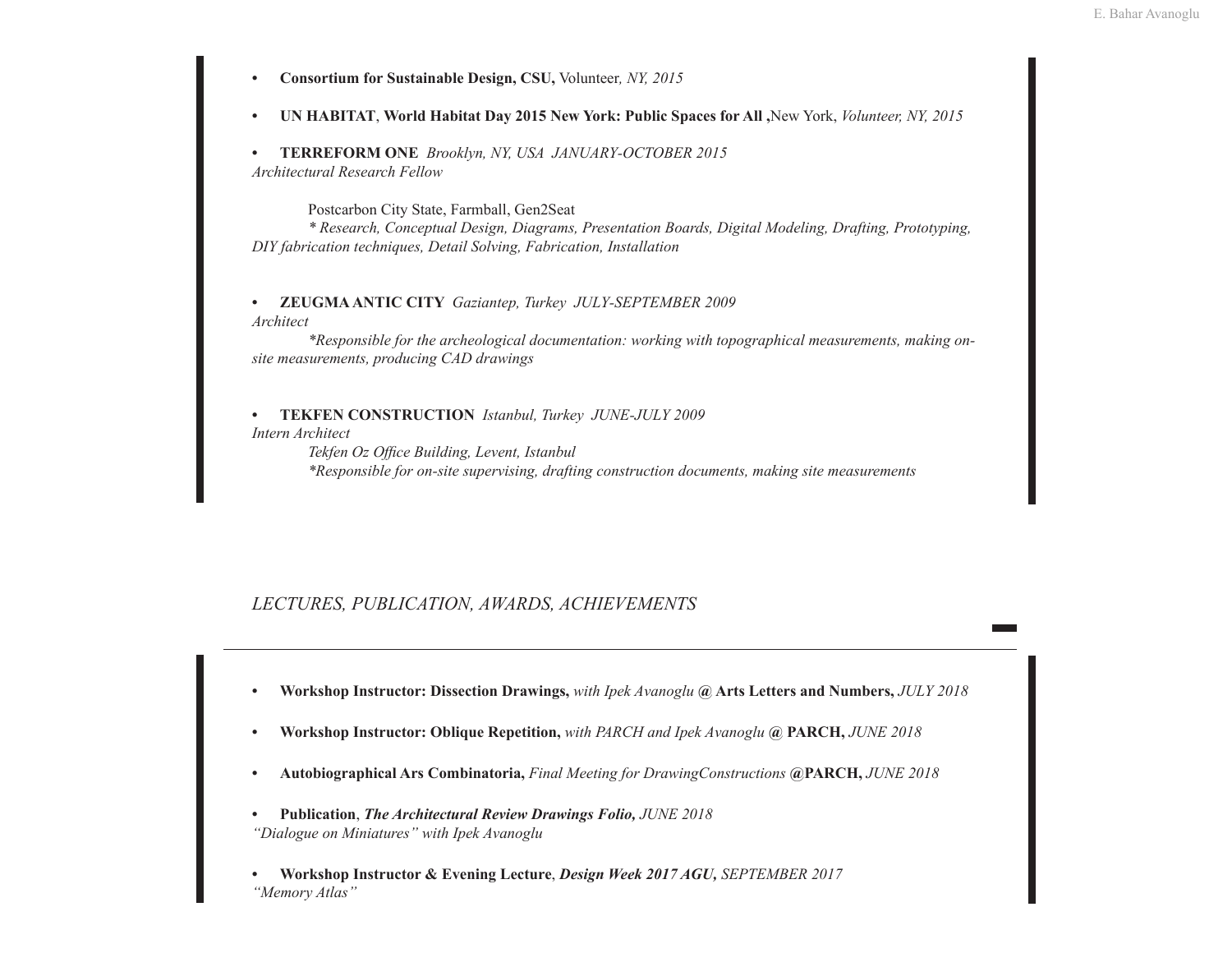- **Consortium for Sustainable Design, CSU,** Volunteer*, NY, 2015*

- **UN HABITAT**, **World Habitat Day 2015 New York: Public Spaces for All ,**New York, *Volunteer, NY, 2015*

- **TERREFORM ONE** *Brooklyn, NY, USA JANUARY-OCTOBER 2015*

*Architectural Research Fellow*

Postcarbon City State, Farmball, Gen2Seat

*\* Research, Conceptual Design, Diagrams, Presentation Boards, Digital Modeling, Drafting, Prototyping, DIY fabrication techniques, Detail Solving, Fabrication, Installation*

- **ZEUGMA ANTIC CITY** *Gaziantep, Turkey JULY-SEPTEMBER 2009*

*Architect*

*\*Responsible for the archeological documentation: working with topographical measurements, making on-site measurements, producing CAD drawings*

- **TEKFEN CONSTRUCTION** *Istanbul, Turkey JUNE-JULY 2009*

*Intern Architect*

*Tekfen Oz Office Building, Levent, Istanbul*

*\*Responsible for on-site supervising, drafting construction documents, making site measurements*

## *LECTURES, PUBLICATION, AWARDS, ACHIEVEMENTS*

- **Workshop Instructor: Dissection Drawings,** *with Ipek Avanoglu* **@ Arts Letters and Numbers,** *JULY 2018*

- **Workshop Instructor: Oblique Repetition,** *with PARCH and Ipek Avanoglu* **@ PARCH,** *JUNE 2018*

- **Autobiographical Ars Combinatoria,** *Final Meeting for DrawingConstructions* **@PARCH,** *JUNE 2018*

- **Publication**, ***The Architectural Review Drawings Folio,*** *JUNE 2018*

*"Dialogue on Miniatures" with Ipek Avanoglu*

- **Workshop Instructor & Evening Lecture**, ***Design Week 2017 AGU,*** *SEPTEMBER 2017*

*"Memory Atlas"*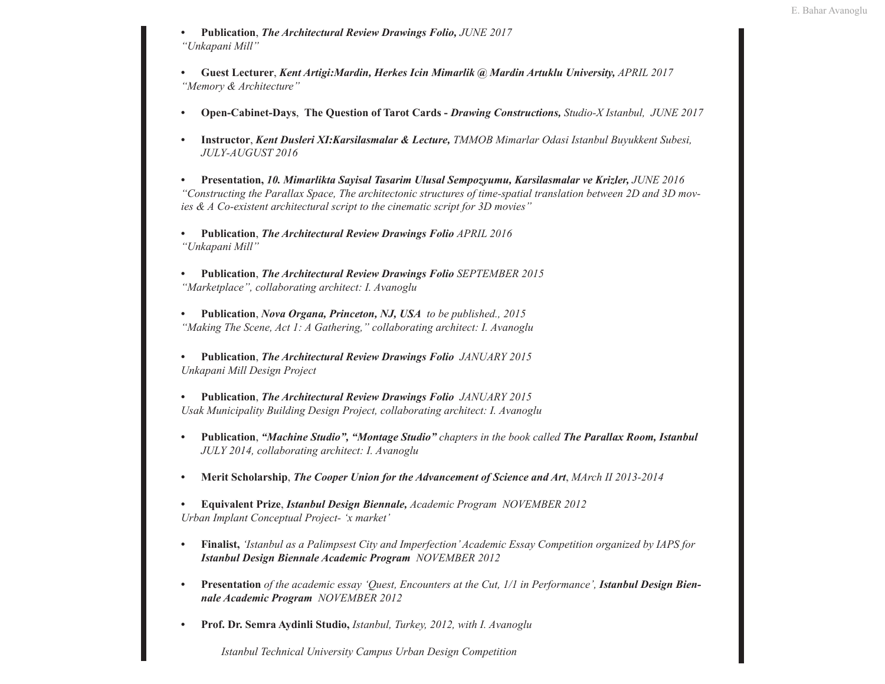- **Publication**, ***The Architectural Review Drawings Folio,*** *JUNE 2017*
*"Unkapani Mill"*

- **Guest Lecturer**, ***Kent Artigi:Mardin, Herkes Icin Mimarlik @ Mardin Artuklu University,*** *APRIL 2017*
*"Memory & Architecture"*

- **Open-Cabinet-Days**, **The Question of Tarot Cards -** ***Drawing Constructions,*** *Studio-X Istanbul, JUNE 2017*

- **Instructor**, ***Kent Dusleri XI:Karsilasmalar & Lecture,*** *TMMOB Mimarlar Odasi Istanbul Buyukkent Subesi, JULY-AUGUST 2016*

- **Presentation,** ***10. Mimarlikta Sayisal Tasarim Ulusal Sempozyumu, Karsilasmalar ve Krizler,*** *JUNE 2016*
*"Constructing the Parallax Space, The architectonic structures of time-spatial translation between 2D and 3D movies & A Co-existent architectural script to the cinematic script for 3D movies"*

- **Publication**, ***The Architectural Review Drawings Folio*** *APRIL 2016*
*"Unkapani Mill"*

- **Publication**, ***The Architectural Review Drawings Folio*** *SEPTEMBER 2015*
*"Marketplace", collaborating architect: I. Avanoglu*

- **Publication**, ***Nova Organa, Princeton, NJ, USA*** *to be published., 2015*
*"Making The Scene, Act 1: A Gathering," collaborating architect: I. Avanoglu*

- **Publication**, ***The Architectural Review Drawings Folio*** *JANUARY 2015*
*Unkapani Mill Design Project*

- **Publication**, ***The Architectural Review Drawings Folio*** *JANUARY 2015*
*Usak Municipality Building Design Project, collaborating architect: I. Avanoglu*

- **Publication**, ***"Machine Studio", "Montage Studio"*** *chapters in the book called* ***The Parallax Room, Istanbul*** *JULY 2014, collaborating architect: I. Avanoglu*

- **Merit Scholarship**, ***The Cooper Union for the Advancement of Science and Art***, *MArch II 2013-2014*

- **Equivalent Prize**, ***Istanbul Design Biennale,*** *Academic Program NOVEMBER 2012*
*Urban Implant Conceptual Project- 'x market'*

- **Finalist,** *'Istanbul as a Palimpsest City and Imperfection' Academic Essay Competition organized by IAPS for* ***Istanbul Design Biennale Academic Program*** *NOVEMBER 2012*

- **Presentation** *of the academic essay 'Quest, Encounters at the Cut, 1/1 in Performance',* ***Istanbul Design Biennale Academic Program*** *NOVEMBER 2012*

- **Prof. Dr. Semra Aydinli Studio,** *Istanbul, Turkey, 2012, with I. Avanoglu*

  *Istanbul Technical University Campus Urban Design Competition*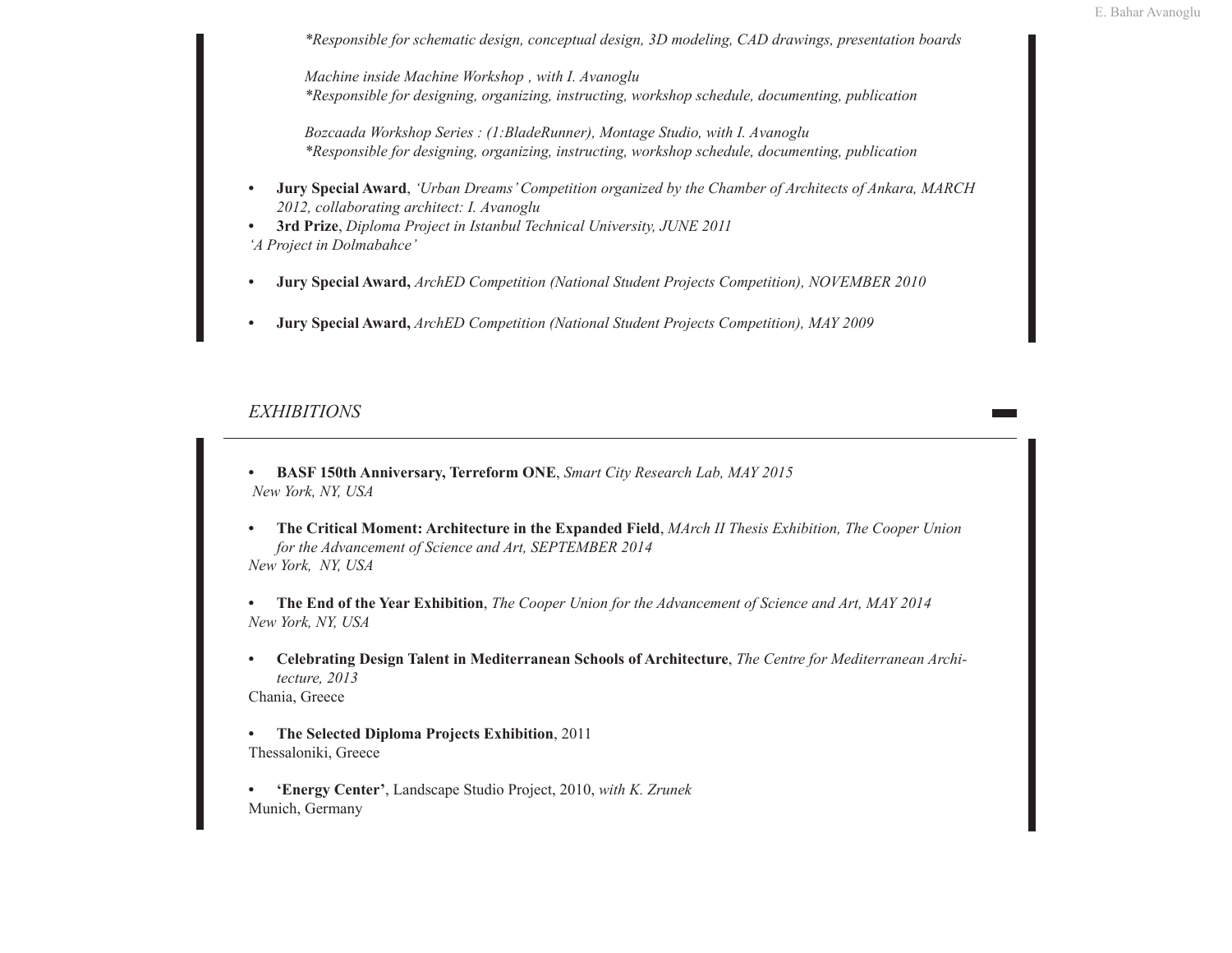*\*Responsible for schematic design, conceptual design, 3D modeling, CAD drawings, presentation boards*

*Machine inside Machine Workshop , with I. Avanoglu*
*\*Responsible for designing, organizing, instructing, workshop schedule, documenting, publication*

*Bozcaada Workshop Series : (1:BladeRunner), Montage Studio, with I. Avanoglu*
*\*Responsible for designing, organizing, instructing, workshop schedule, documenting, publication*

- **Jury Special Award**, *'Urban Dreams' Competition organized by the Chamber of Architects of Ankara, MARCH 2012, collaborating architect: I. Avanoglu*
- **3rd Prize**, *Diploma Project in Istanbul Technical University, JUNE 2011*
*'A Project in Dolmabahce'*

- **Jury Special Award,** *ArchED Competition (National Student Projects Competition), NOVEMBER 2010*

- **Jury Special Award,** *ArchED Competition (National Student Projects Competition), MAY 2009*

## *EXHIBITIONS*

- **BASF 150th Anniversary, Terreform ONE**, *Smart City Research Lab, MAY 2015*
*New York, NY, USA*

- **The Critical Moment: Architecture in the Expanded Field**, *MArch II Thesis Exhibition, The Cooper Union for the Advancement of Science and Art, SEPTEMBER 2014*
*New York, NY, USA*

- **The End of the Year Exhibition**, *The Cooper Union for the Advancement of Science and Art, MAY 2014*
*New York, NY, USA*

- **Celebrating Design Talent in Mediterranean Schools of Architecture**, *The Centre for Mediterranean Architecture, 2013*
Chania, Greece

- **The Selected Diploma Projects Exhibition**, 2011
Thessaloniki, Greece

- **'Energy Center'**, Landscape Studio Project, 2010, *with K. Zrunek*
Munich, Germany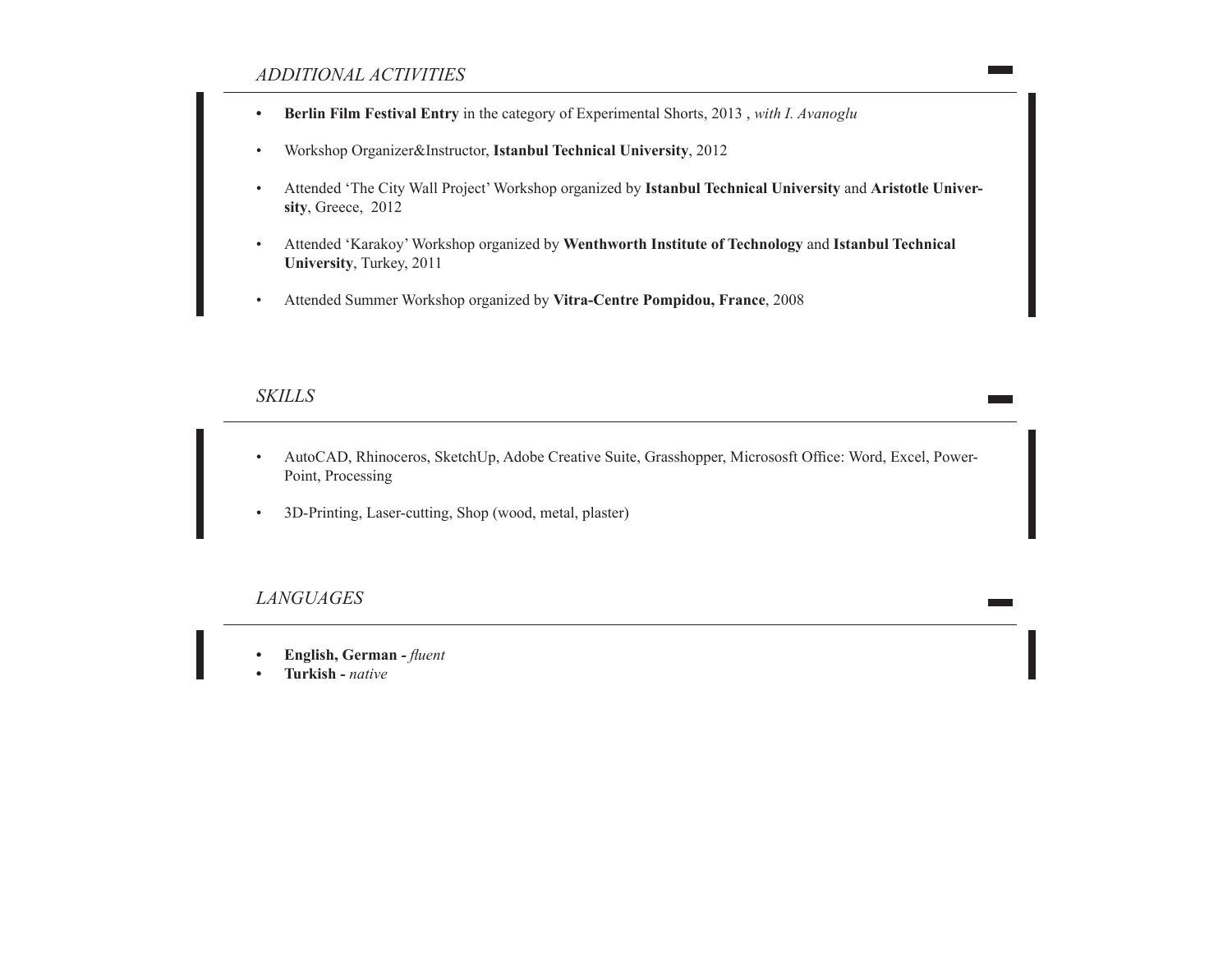## *ADDITIONAL ACTIVITIES*

- **Berlin Film Festival Entry** in the category of Experimental Shorts, 2013 , *with I. Avanoglu*
- Workshop Organizer&Instructor, **Istanbul Technical University**, 2012
- Attended 'The City Wall Project' Workshop organized by **Istanbul Technical University** and **Aristotle University**, Greece, 2012
- Attended 'Karakoy' Workshop organized by **Wenthworth Institute of Technology** and **Istanbul Technical University**, Turkey, 2011
- Attended Summer Workshop organized by **Vitra-Centre Pompidou, France**, 2008

## *SKILLS*

- AutoCAD, Rhinoceros, SketchUp, Adobe Creative Suite, Grasshopper, Micrososft Office: Word, Excel, PowerPoint, Processing
- 3D-Printing, Laser-cutting, Shop (wood, metal, plaster)

## *LANGUAGES*

- **English, German -** *fluent*
- **Turkish -** *native*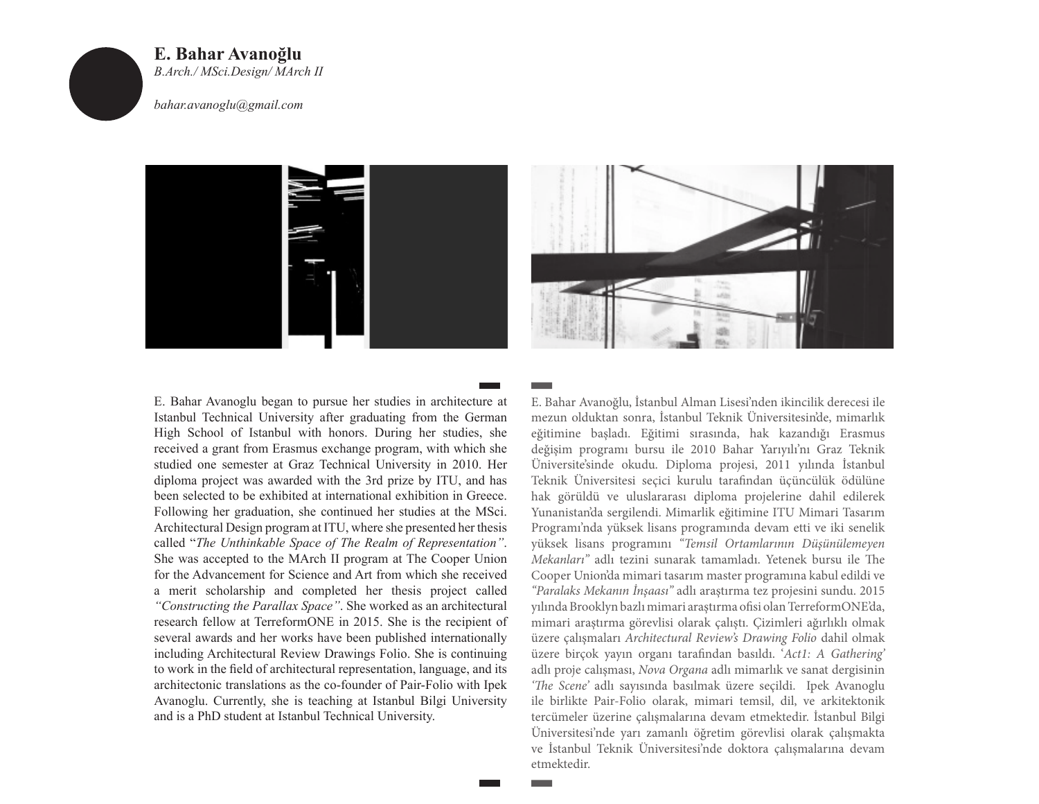## E. Bahar Avanoğlu

*B.Arch./ MSci.Design/ MArch II*

*bahar.avanoglu@gmail.com*

E. Bahar Avanoglu began to pursue her studies in architecture at Istanbul Technical University after graduating from the German High School of Istanbul with honors. During her studies, she received a grant from Erasmus exchange program, with which she studied one semester at Graz Technical University in 2010. Her diploma project was awarded with the 3rd prize by ITU, and has been selected to be exhibited at international exhibition in Greece. Following her graduation, she continued her studies at the MSci. Architectural Design program at ITU, where she presented her thesis called "*The Unthinkable Space of The Realm of Representation"*. She was accepted to the MArch II program at The Cooper Union for the Advancement for Science and Art from which she received a merit scholarship and completed her thesis project called *"Constructing the Parallax Space"*. She worked as an architectural research fellow at TerreformONE in 2015. She is the recipient of several awards and her works have been published internationally including Architectural Review Drawings Folio. She is continuing to work in the field of architectural representation, language, and its architectonic translations as the co-founder of Pair-Folio with Ipek Avanoglu. Currently, she is teaching at Istanbul Bilgi University and is a PhD student at Istanbul Technical University.

E. Bahar Avanoğlu, İstanbul Alman Lisesi'nden ikincilik derecesi ile mezun olduktan sonra, İstanbul Teknik Üniversitesin'de, mimarlık eğitimine başladı. Eğitimi sırasında, hak kazandığı Erasmus değişim programı bursu ile 2010 Bahar Yarıyılı'nı Graz Teknik Üniversite'sinde okudu. Diploma projesi, 2011 yılında İstanbul Teknik Üniversitesi seçici kurulu tarafından üçüncülük ödülüne hak görüldü ve uluslararası diploma projelerine dahil edilerek Yunanistan'da sergilendi. Mimarlik eğitimine ITU Mimari Tasarım Programı'nda yüksek lisans programında devam etti ve iki senelik yüksek lisans programını *"Temsil Ortamlarının Düşünülemeyen Mekanları"* adlı tezini sunarak tamamladı. Yetenek bursu ile The Cooper Union'da mimari tasarım master programına kabul edildi ve *"Paralaks Mekanın İnşaası"* adlı araştırma tez projesini sundu. 2015 yılında Brooklyn bazlı mimari araştırma ofisi olan TerreformONE'da, mimari araştırma görevlisi olarak çalıştı. Çizimleri ağırlıklı olmak üzere çalışmaları *Architectural Review's Drawing Folio* dahil olmak üzere birçok yayın organı tarafından basıldı. '*Act1: A Gathering'* adlı proje çalışması, *Nova Organa* adlı mimarlık ve sanat dergisinin *'The Scene'* adlı sayısında basılmak üzere seçildi. Ipek Avanoglu ile birlikte Pair-Folio olarak, mimari temsil, dil, ve arkitektonik tercümeler üzerine çalışmalarına devam etmektedir. İstanbul Bilgi Üniversitesi'nde yarı zamanlı öğretim görevlisi olarak çalışmakta ve İstanbul Teknik Üniversitesi'nde doktora çalışmalarına devam etmektedir.